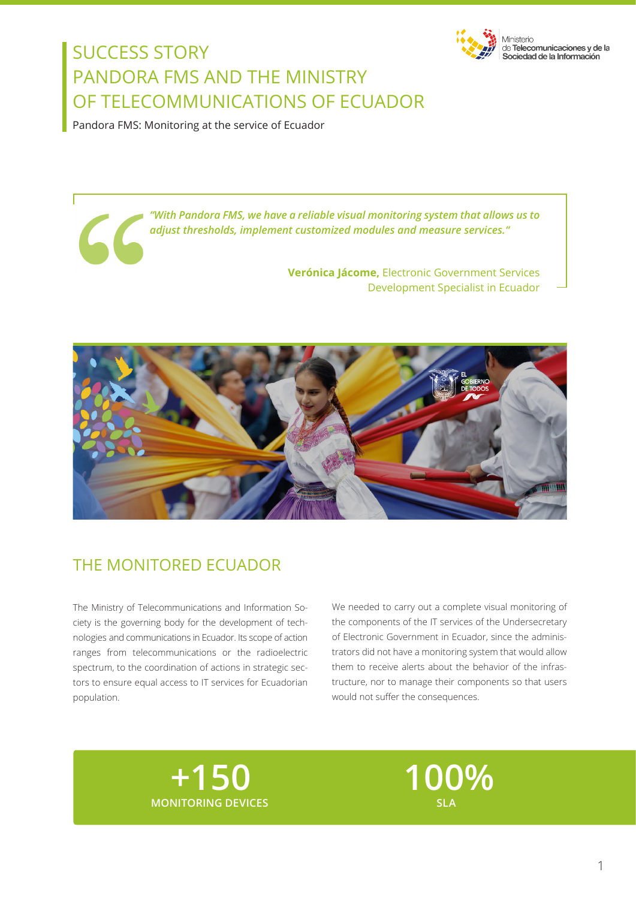# SUCCESS STORY
# PANDORA FMS AND THE MINISTRY OF TELECOMMUNICATIONS OF ECUADOR

Ministerio de Telecomunicaciones y de la Sociedad de la Información

Pandora FMS: Monitoring at the service of Ecuador

> *"With Pandora FMS, we have a reliable visual monitoring system that allows us to adjust thresholds, implement customized modules and measure services."*
>
> **Verónica Jácome,** Electronic Government Services Development Specialist in Ecuador

## THE MONITORED ECUADOR

The Ministry of Telecommunications and Information Society is the governing body for the development of technologies and communications in Ecuador. Its scope of action ranges from telecommunications or the radioelectric spectrum, to the coordination of actions in strategic sectors to ensure equal access to IT services for Ecuadorian population.

We needed to carry out a complete visual monitoring of the components of the IT services of the Undersecretary of Electronic Government in Ecuador, since the administrators did not have a monitoring system that would allow them to receive alerts about the behavior of the infrastructure, nor to manage their components so that users would not suffer the consequences.

**+150**
**MONITORING DEVICES**

**100%**
**SLA**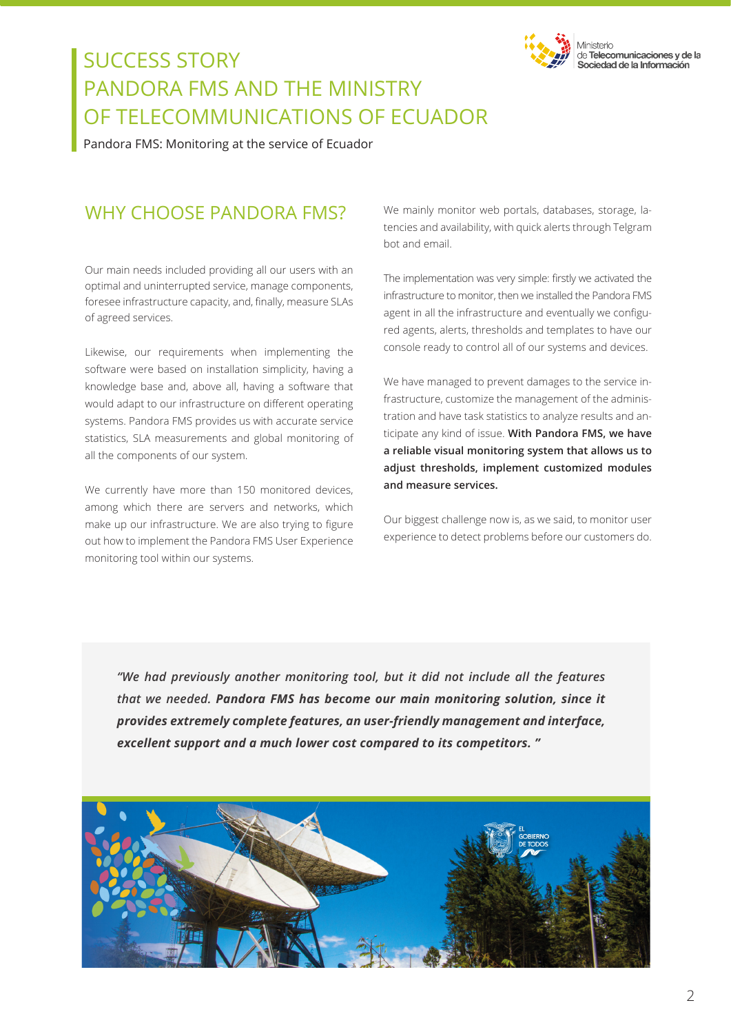# SUCCESS STORY PANDORA FMS AND THE MINISTRY OF TELECOMMUNICATIONS OF ECUADOR

Pandora FMS: Monitoring at the service of Ecuador

## WHY CHOOSE PANDORA FMS?

Our main needs included providing all our users with an optimal and uninterrupted service, manage components, foresee infrastructure capacity, and, finally, measure SLAs of agreed services.

Likewise, our requirements when implementing the software were based on installation simplicity, having a knowledge base and, above all, having a software that would adapt to our infrastructure on different operating systems. Pandora FMS provides us with accurate service statistics, SLA measurements and global monitoring of all the components of our system.

We currently have more than 150 monitored devices, among which there are servers and networks, which make up our infrastructure. We are also trying to figure out how to implement the Pandora FMS User Experience monitoring tool within our systems.

We mainly monitor web portals, databases, storage, latencies and availability, with quick alerts through Telgram bot and email.

The implementation was very simple: firstly we activated the infrastructure to monitor, then we installed the Pandora FMS agent in all the infrastructure and eventually we configured agents, alerts, thresholds and templates to have our console ready to control all of our systems and devices.

We have managed to prevent damages to the service infrastructure, customize the management of the administration and have task statistics to analyze results and anticipate any kind of issue. **With Pandora FMS, we have a reliable visual monitoring system that allows us to adjust thresholds, implement customized modules and measure services.**

Our biggest challenge now is, as we said, to monitor user experience to detect problems before our customers do.

*"We had previously another monitoring tool, but it did not include all the features that we needed.* ***Pandora FMS has become our main monitoring solution, since it provides extremely complete features, an user-friendly management and interface, excellent support and a much lower cost compared to its competitors. "***